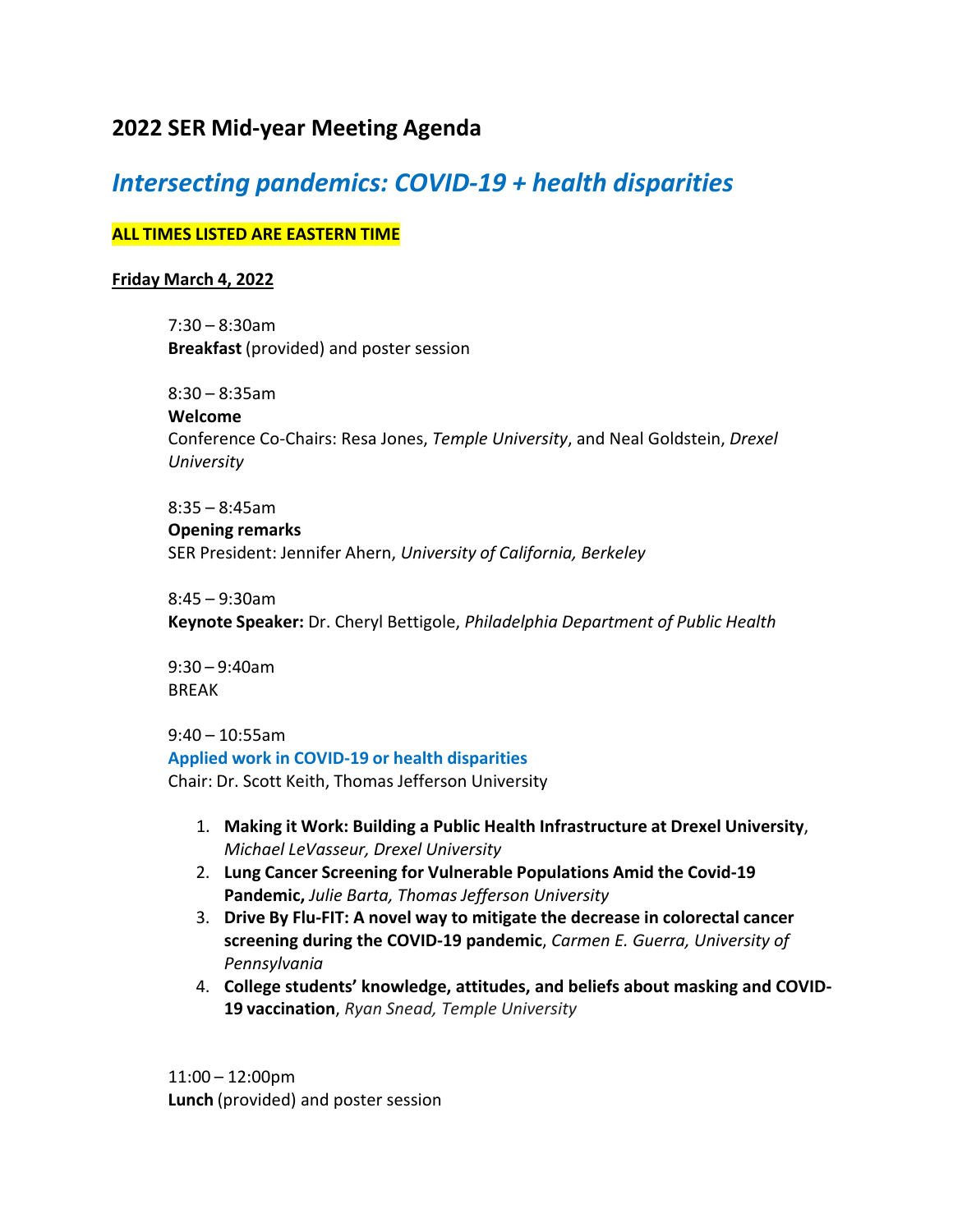## 2022 SER Mid-year Meeting Agenda

## *Intersecting pandemics: COVID-19 + health disparities*

**ALL TIMES LISTED ARE EASTERN TIME**

**Friday March 4, 2022**

7:30 – 8:30am
**Breakfast** (provided) and poster session

8:30 – 8:35am
**Welcome**
Conference Co-Chairs: Resa Jones, *Temple University*, and Neal Goldstein, *Drexel University*

8:35 – 8:45am
**Opening remarks**
SER President: Jennifer Ahern, *University of California, Berkeley*

8:45 – 9:30am
**Keynote Speaker:** Dr. Cheryl Bettigole, *Philadelphia Department of Public Health*

9:30 – 9:40am
BREAK

9:40 – 10:55am
**Applied work in COVID-19 or health disparities**
Chair: Dr. Scott Keith, Thomas Jefferson University

1. **Making it Work: Building a Public Health Infrastructure at Drexel University**, *Michael LeVasseur, Drexel University*
2. **Lung Cancer Screening for Vulnerable Populations Amid the Covid-19 Pandemic,** *Julie Barta, Thomas Jefferson University*
3. **Drive By Flu-FIT: A novel way to mitigate the decrease in colorectal cancer screening during the COVID-19 pandemic**, *Carmen E. Guerra, University of Pennsylvania*
4. **College students' knowledge, attitudes, and beliefs about masking and COVID-19 vaccination**, *Ryan Snead, Temple University*

11:00 – 12:00pm
**Lunch** (provided) and poster session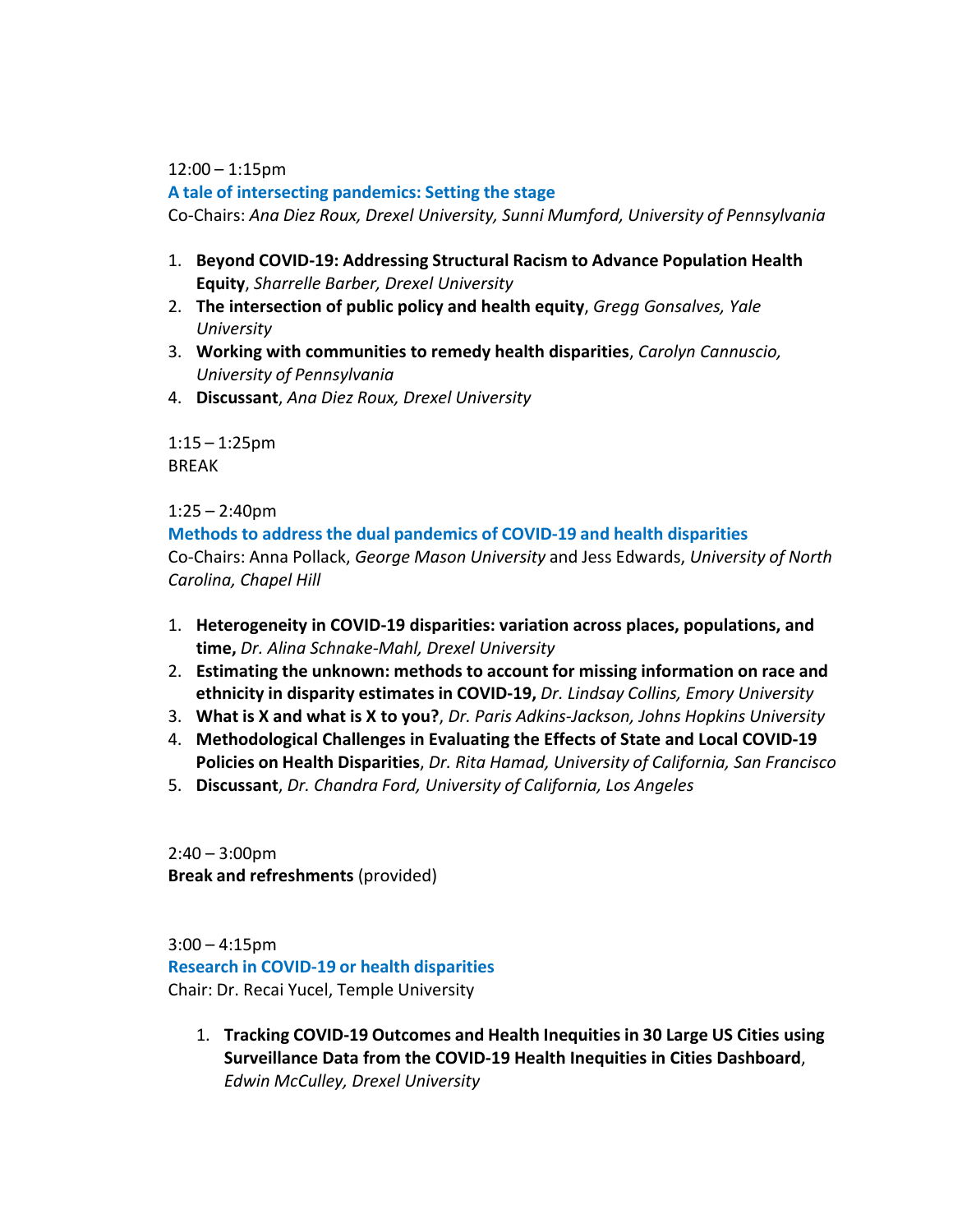12:00 – 1:15pm

### A tale of intersecting pandemics: Setting the stage

Co-Chairs: *Ana Diez Roux, Drexel University, Sunni Mumford, University of Pennsylvania*

1. **Beyond COVID-19: Addressing Structural Racism to Advance Population Health Equity**, *Sharrelle Barber, Drexel University*
2. **The intersection of public policy and health equity**, *Gregg Gonsalves, Yale University*
3. **Working with communities to remedy health disparities**, *Carolyn Cannuscio, University of Pennsylvania*
4. **Discussant**, *Ana Diez Roux, Drexel University*

1:15 – 1:25pm
BREAK

1:25 – 2:40pm

### Methods to address the dual pandemics of COVID-19 and health disparities

Co-Chairs: Anna Pollack, *George Mason University* and Jess Edwards, *University of North Carolina, Chapel Hill*

1. **Heterogeneity in COVID-19 disparities: variation across places, populations, and time,** *Dr. Alina Schnake-Mahl, Drexel University*
2. **Estimating the unknown: methods to account for missing information on race and ethnicity in disparity estimates in COVID-19,** *Dr. Lindsay Collins, Emory University*
3. **What is X and what is X to you?**, *Dr. Paris Adkins-Jackson, Johns Hopkins University*
4. **Methodological Challenges in Evaluating the Effects of State and Local COVID-19 Policies on Health Disparities**, *Dr. Rita Hamad, University of California, San Francisco*
5. **Discussant**, *Dr. Chandra Ford, University of California, Los Angeles*

2:40 – 3:00pm
**Break and refreshments** (provided)

3:00 – 4:15pm

### Research in COVID-19 or health disparities

Chair: Dr. Recai Yucel, Temple University

1. **Tracking COVID-19 Outcomes and Health Inequities in 30 Large US Cities using Surveillance Data from the COVID-19 Health Inequities in Cities Dashboard**, *Edwin McCulley, Drexel University*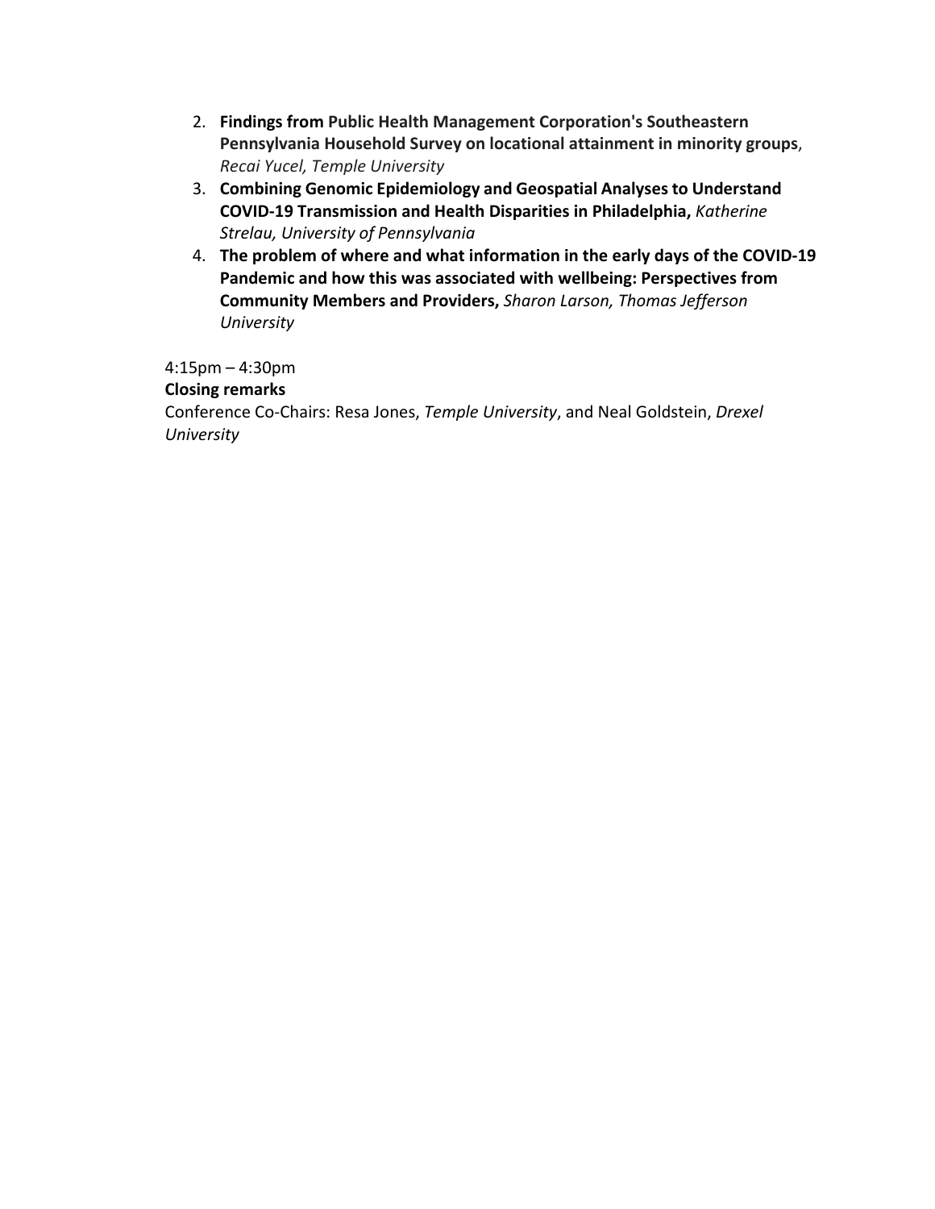2. **Findings from Public Health Management Corporation's Southeastern Pennsylvania Household Survey on locational attainment in minority groups**, *Recai Yucel, Temple University*
3. **Combining Genomic Epidemiology and Geospatial Analyses to Understand COVID-19 Transmission and Health Disparities in Philadelphia,** *Katherine Strelau, University of Pennsylvania*
4. **The problem of where and what information in the early days of the COVID-19 Pandemic and how this was associated with wellbeing: Perspectives from Community Members and Providers,** *Sharon Larson, Thomas Jefferson University*

4:15pm – 4:30pm

**Closing remarks**

Conference Co-Chairs: Resa Jones, *Temple University*, and Neal Goldstein, *Drexel University*